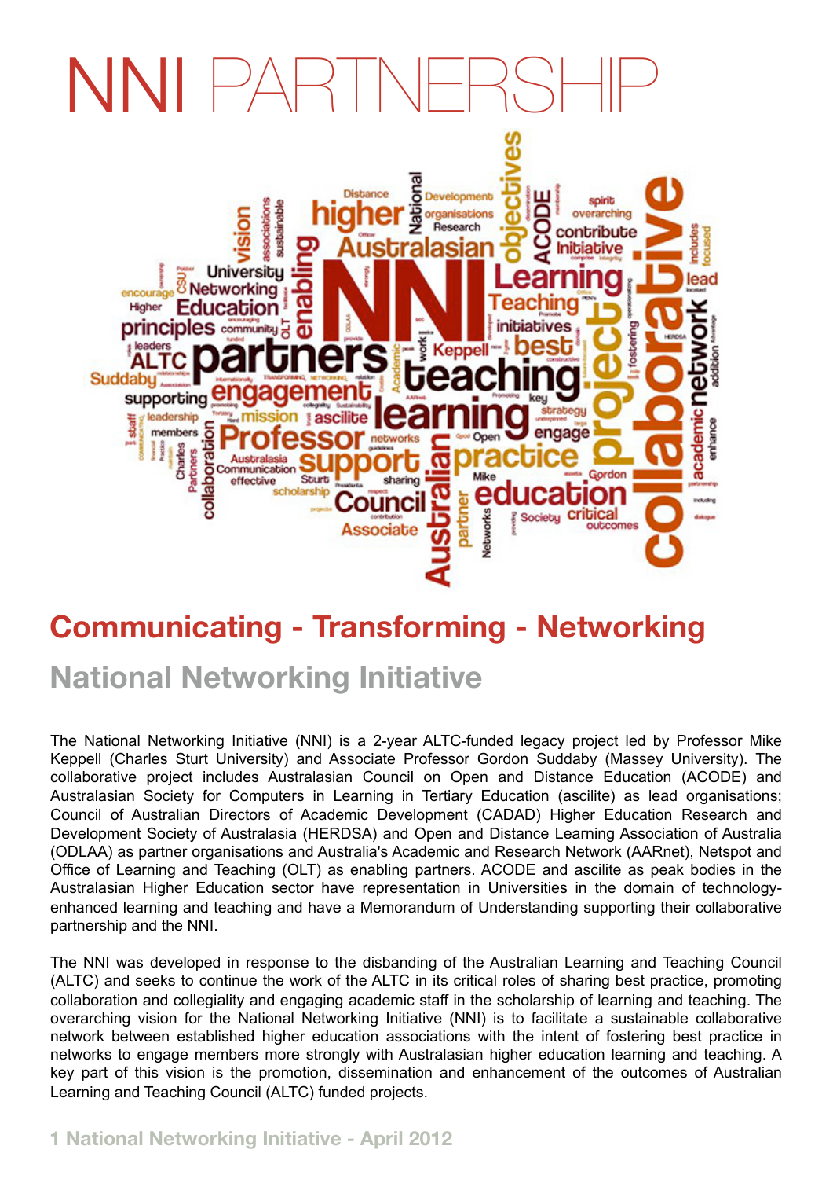# NNI PARTNERSHIP

## Communicating - Transforming - Networking

## National Networking Initiative

The National Networking Initiative (NNI) is a 2-year ALTC-funded legacy project led by Professor Mike Keppell (Charles Sturt University) and Associate Professor Gordon Suddaby (Massey University). The collaborative project includes Australasian Council on Open and Distance Education (ACODE) and Australasian Society for Computers in Learning in Tertiary Education (ascilite) as lead organisations; Council of Australian Directors of Academic Development (CADAD) Higher Education Research and Development Society of Australasia (HERDSA) and Open and Distance Learning Association of Australia (ODLAA) as partner organisations and Australia's Academic and Research Network (AARnet), Netspot and Office of Learning and Teaching (OLT) as enabling partners. ACODE and ascilite as peak bodies in the Australasian Higher Education sector have representation in Universities in the domain of technology-enhanced learning and teaching and have a Memorandum of Understanding supporting their collaborative partnership and the NNI.

The NNI was developed in response to the disbanding of the Australian Learning and Teaching Council (ALTC) and seeks to continue the work of the ALTC in its critical roles of sharing best practice, promoting collaboration and collegiality and engaging academic staff in the scholarship of learning and teaching. The overarching vision for the National Networking Initiative (NNI) is to facilitate a sustainable collaborative network between established higher education associations with the intent of fostering best practice in networks to engage members more strongly with Australasian higher education learning and teaching. A key part of this vision is the promotion, dissemination and enhancement of the outcomes of Australian Learning and Teaching Council (ALTC) funded projects.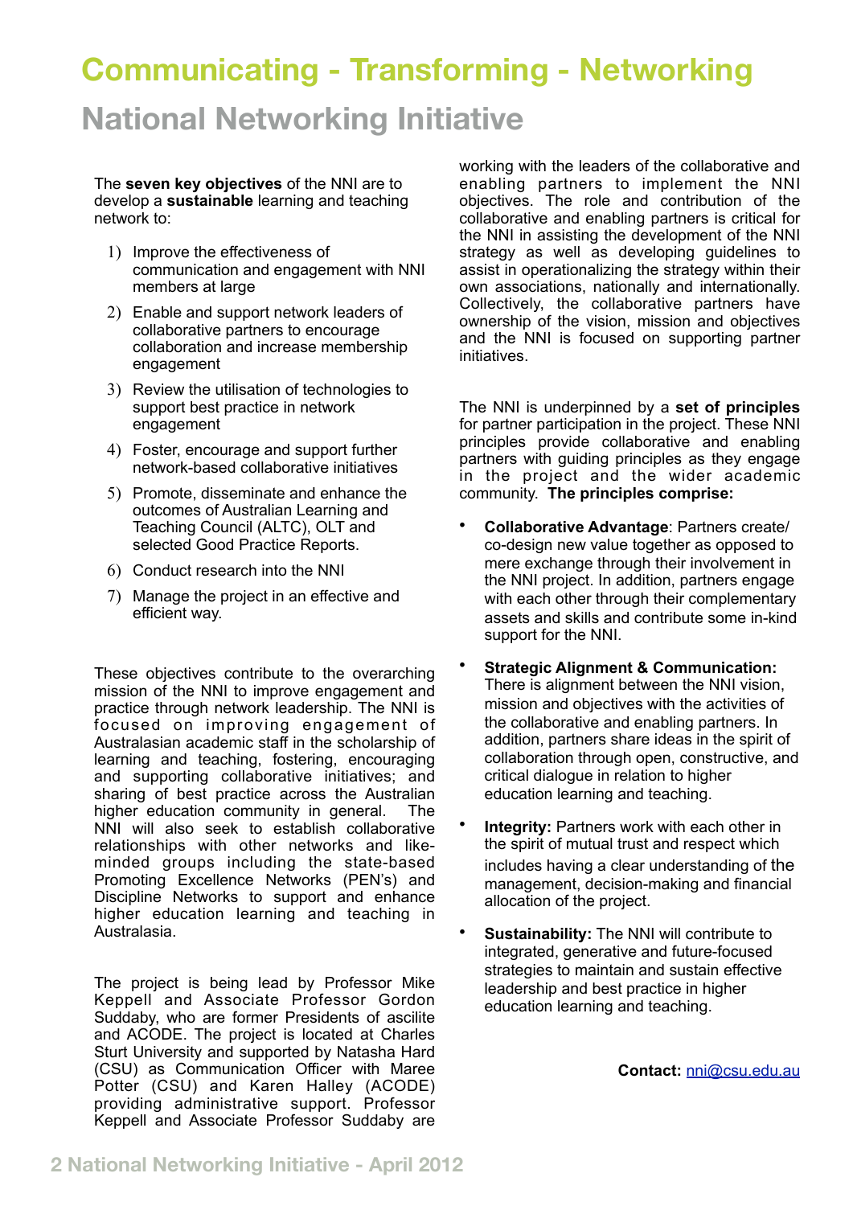# Communicating - Transforming - Networking

## National Networking Initiative

The **seven key objectives** of the NNI are to develop a **sustainable** learning and teaching network to:

1) Improve the effectiveness of communication and engagement with NNI members at large
2) Enable and support network leaders of collaborative partners to encourage collaboration and increase membership engagement
3) Review the utilisation of technologies to support best practice in network engagement
4) Foster, encourage and support further network-based collaborative initiatives
5) Promote, disseminate and enhance the outcomes of Australian Learning and Teaching Council (ALTC), OLT and selected Good Practice Reports.
6) Conduct research into the NNI
7) Manage the project in an effective and efficient way.

These objectives contribute to the overarching mission of the NNI to improve engagement and practice through network leadership. The NNI is focused on improving engagement of Australasian academic staff in the scholarship of learning and teaching, fostering, encouraging and supporting collaborative initiatives; and sharing of best practice across the Australian higher education community in general. The NNI will also seek to establish collaborative relationships with other networks and like-minded groups including the state-based Promoting Excellence Networks (PEN's) and Discipline Networks to support and enhance higher education learning and teaching in Australasia.

The project is being lead by Professor Mike Keppell and Associate Professor Gordon Suddaby, who are former Presidents of ascilite and ACODE. The project is located at Charles Sturt University and supported by Natasha Hard (CSU) as Communication Officer with Maree Potter (CSU) and Karen Halley (ACODE) providing administrative support. Professor Keppell and Associate Professor Suddaby are working with the leaders of the collaborative and enabling partners to implement the NNI objectives. The role and contribution of the collaborative and enabling partners is critical for the NNI in assisting the development of the NNI strategy as well as developing guidelines to assist in operationalizing the strategy within their own associations, nationally and internationally. Collectively, the collaborative partners have ownership of the vision, mission and objectives and the NNI is focused on supporting partner initiatives.

The NNI is underpinned by a **set of principles** for partner participation in the project. These NNI principles provide collaborative and enabling partners with guiding principles as they engage in the project and the wider academic community. **The principles comprise:**

- **Collaborative Advantage**: Partners create/co-design new value together as opposed to mere exchange through their involvement in the NNI project. In addition, partners engage with each other through their complementary assets and skills and contribute some in-kind support for the NNI.
- **Strategic Alignment & Communication:** There is alignment between the NNI vision, mission and objectives with the activities of the collaborative and enabling partners. In addition, partners share ideas in the spirit of collaboration through open, constructive, and critical dialogue in relation to higher education learning and teaching.
- **Integrity:** Partners work with each other in the spirit of mutual trust and respect which includes having a clear understanding of the management, decision-making and financial allocation of the project.
- **Sustainability:** The NNI will contribute to integrated, generative and future-focused strategies to maintain and sustain effective leadership and best practice in higher education learning and teaching.

**Contact:** nni@csu.edu.au